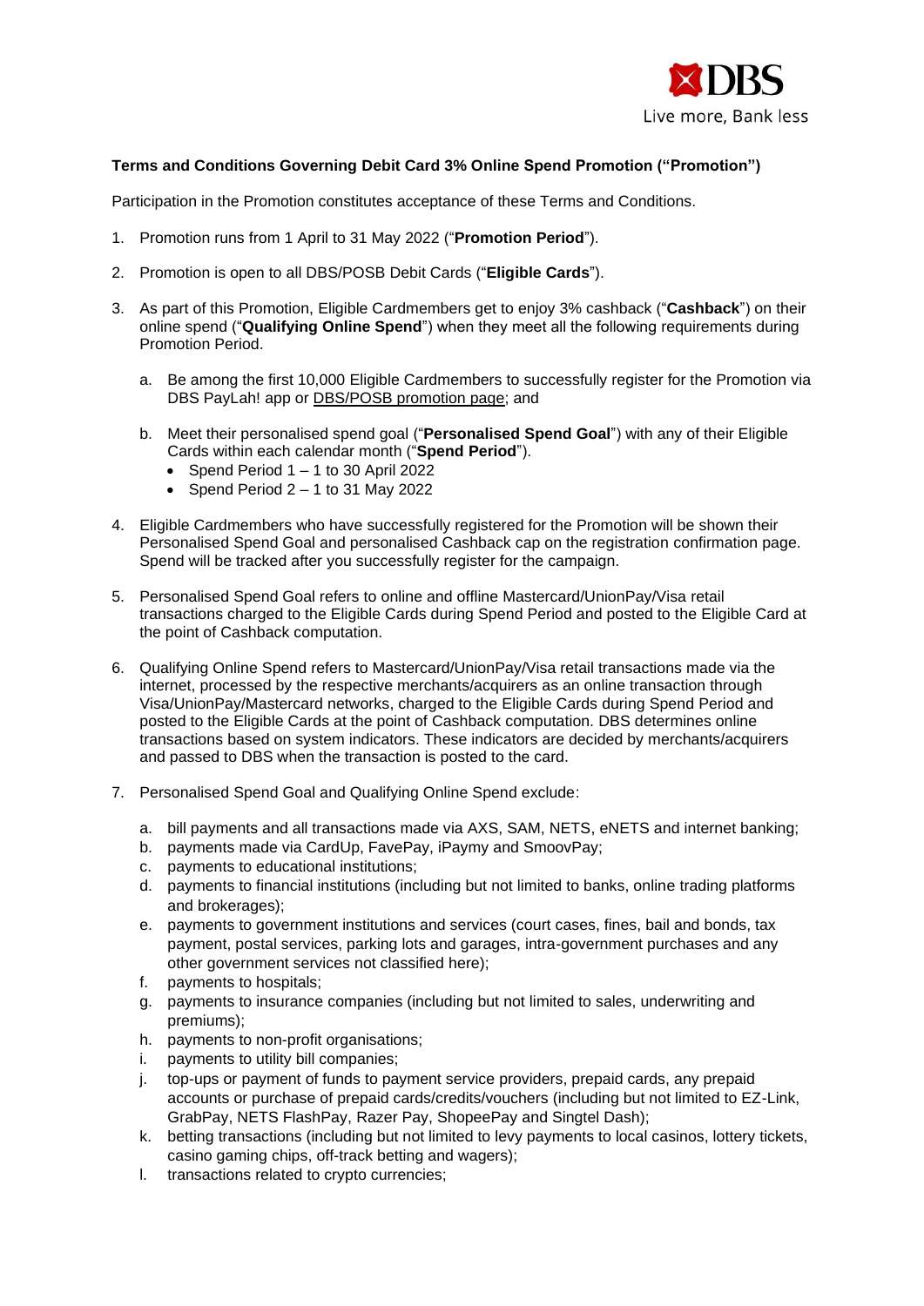**Terms and Conditions Governing Debit Card 3% Online Spend Promotion ("Promotion")**

Participation in the Promotion constitutes acceptance of these Terms and Conditions.

1. Promotion runs from 1 April to 31 May 2022 ("**Promotion Period**").

2. Promotion is open to all DBS/POSB Debit Cards ("**Eligible Cards**").

3. As part of this Promotion, Eligible Cardmembers get to enjoy 3% cashback ("**Cashback**") on their online spend ("**Qualifying Online Spend**") when they meet all the following requirements during Promotion Period.

   a. Be among the first 10,000 Eligible Cardmembers to successfully register for the Promotion via DBS PayLah! app or DBS/POSB promotion page; and

   b. Meet their personalised spend goal ("**Personalised Spend Goal**") with any of their Eligible Cards within each calendar month ("**Spend Period**").
      - Spend Period 1 – 1 to 30 April 2022
      - Spend Period 2 – 1 to 31 May 2022

4. Eligible Cardmembers who have successfully registered for the Promotion will be shown their Personalised Spend Goal and personalised Cashback cap on the registration confirmation page. Spend will be tracked after you successfully register for the campaign.

5. Personalised Spend Goal refers to online and offline Mastercard/UnionPay/Visa retail transactions charged to the Eligible Cards during Spend Period and posted to the Eligible Card at the point of Cashback computation.

6. Qualifying Online Spend refers to Mastercard/UnionPay/Visa retail transactions made via the internet, processed by the respective merchants/acquirers as an online transaction through Visa/UnionPay/Mastercard networks, charged to the Eligible Cards during Spend Period and posted to the Eligible Cards at the point of Cashback computation. DBS determines online transactions based on system indicators. These indicators are decided by merchants/acquirers and passed to DBS when the transaction is posted to the card.

7. Personalised Spend Goal and Qualifying Online Spend exclude:

   a. bill payments and all transactions made via AXS, SAM, NETS, eNETS and internet banking;
   b. payments made via CardUp, FavePay, iPaymy and SmoovPay;
   c. payments to educational institutions;
   d. payments to financial institutions (including but not limited to banks, online trading platforms and brokerages);
   e. payments to government institutions and services (court cases, fines, bail and bonds, tax payment, postal services, parking lots and garages, intra-government purchases and any other government services not classified here);
   f. payments to hospitals;
   g. payments to insurance companies (including but not limited to sales, underwriting and premiums);
   h. payments to non-profit organisations;
   i. payments to utility bill companies;
   j. top-ups or payment of funds to payment service providers, prepaid cards, any prepaid accounts or purchase of prepaid cards/credits/vouchers (including but not limited to EZ-Link, GrabPay, NETS FlashPay, Razer Pay, ShopeePay and Singtel Dash);
   k. betting transactions (including but not limited to levy payments to local casinos, lottery tickets, casino gaming chips, off-track betting and wagers);
   l. transactions related to crypto currencies;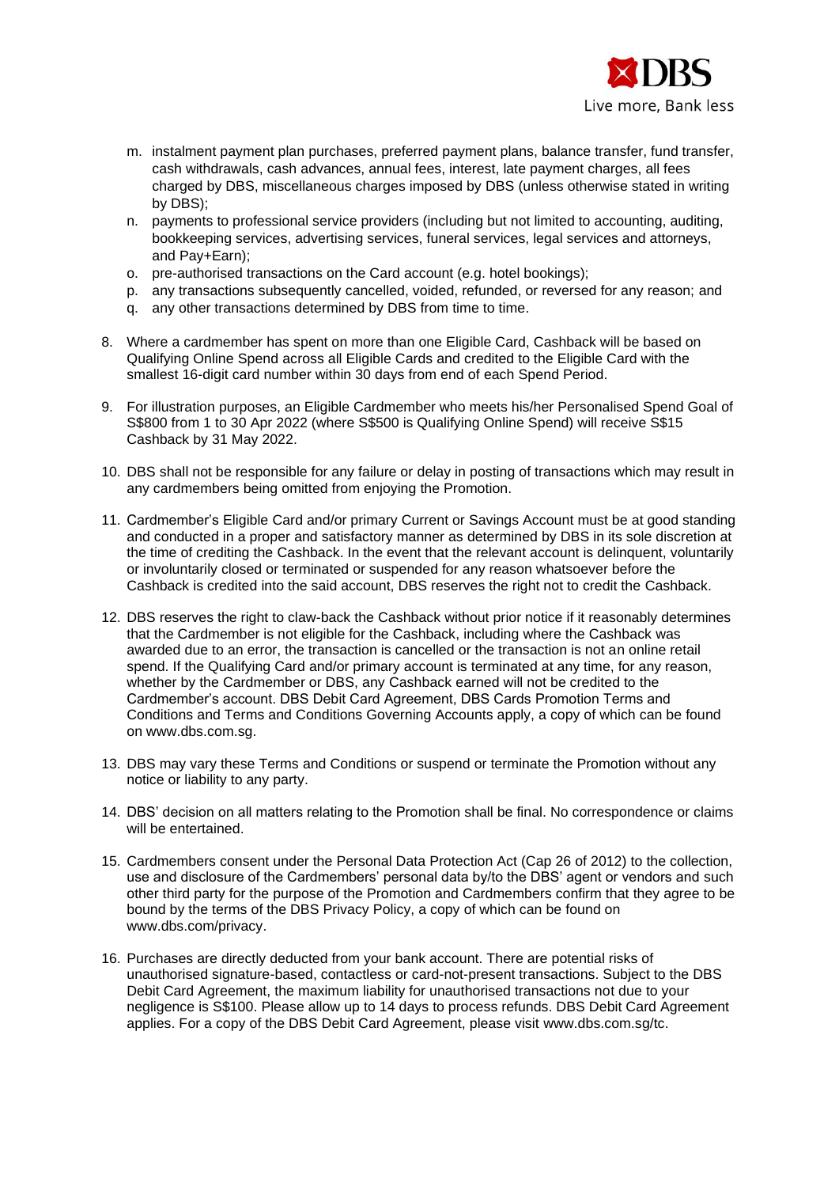m. instalment payment plan purchases, preferred payment plans, balance transfer, fund transfer, cash withdrawals, cash advances, annual fees, interest, late payment charges, all fees charged by DBS, miscellaneous charges imposed by DBS (unless otherwise stated in writing by DBS);
n. payments to professional service providers (including but not limited to accounting, auditing, bookkeeping services, advertising services, funeral services, legal services and attorneys, and Pay+Earn);
o. pre-authorised transactions on the Card account (e.g. hotel bookings);
p. any transactions subsequently cancelled, voided, refunded, or reversed for any reason; and
q. any other transactions determined by DBS from time to time.

8. Where a cardmember has spent on more than one Eligible Card, Cashback will be based on Qualifying Online Spend across all Eligible Cards and credited to the Eligible Card with the smallest 16-digit card number within 30 days from end of each Spend Period.

9. For illustration purposes, an Eligible Cardmember who meets his/her Personalised Spend Goal of S$800 from 1 to 30 Apr 2022 (where S$500 is Qualifying Online Spend) will receive S$15 Cashback by 31 May 2022.

10. DBS shall not be responsible for any failure or delay in posting of transactions which may result in any cardmembers being omitted from enjoying the Promotion.

11. Cardmember's Eligible Card and/or primary Current or Savings Account must be at good standing and conducted in a proper and satisfactory manner as determined by DBS in its sole discretion at the time of crediting the Cashback. In the event that the relevant account is delinquent, voluntarily or involuntarily closed or terminated or suspended for any reason whatsoever before the Cashback is credited into the said account, DBS reserves the right not to credit the Cashback.

12. DBS reserves the right to claw-back the Cashback without prior notice if it reasonably determines that the Cardmember is not eligible for the Cashback, including where the Cashback was awarded due to an error, the transaction is cancelled or the transaction is not an online retail spend. If the Qualifying Card and/or primary account is terminated at any time, for any reason, whether by the Cardmember or DBS, any Cashback earned will not be credited to the Cardmember's account. DBS Debit Card Agreement, DBS Cards Promotion Terms and Conditions and Terms and Conditions Governing Accounts apply, a copy of which can be found on www.dbs.com.sg.

13. DBS may vary these Terms and Conditions or suspend or terminate the Promotion without any notice or liability to any party.

14. DBS' decision on all matters relating to the Promotion shall be final. No correspondence or claims will be entertained.

15. Cardmembers consent under the Personal Data Protection Act (Cap 26 of 2012) to the collection, use and disclosure of the Cardmembers' personal data by/to the DBS' agent or vendors and such other third party for the purpose of the Promotion and Cardmembers confirm that they agree to be bound by the terms of the DBS Privacy Policy, a copy of which can be found on www.dbs.com/privacy.

16. Purchases are directly deducted from your bank account. There are potential risks of unauthorised signature-based, contactless or card-not-present transactions. Subject to the DBS Debit Card Agreement, the maximum liability for unauthorised transactions not due to your negligence is S$100. Please allow up to 14 days to process refunds. DBS Debit Card Agreement applies. For a copy of the DBS Debit Card Agreement, please visit www.dbs.com.sg/tc.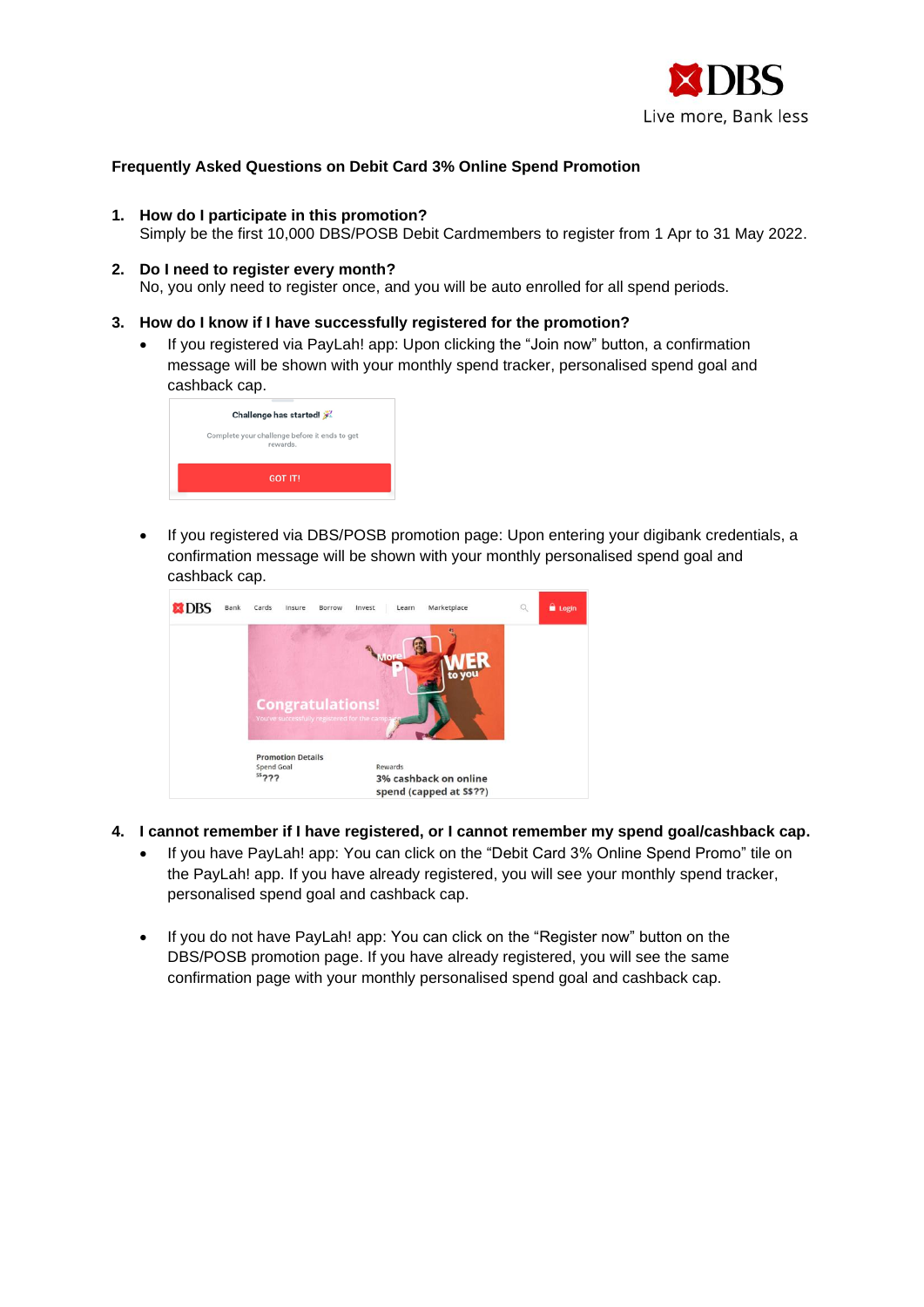**Frequently Asked Questions on Debit Card 3% Online Spend Promotion**

1. **How do I participate in this promotion?**
   Simply be the first 10,000 DBS/POSB Debit Cardmembers to register from 1 Apr to 31 May 2022.

2. **Do I need to register every month?**
   No, you only need to register once, and you will be auto enrolled for all spend periods.

3. **How do I know if I have successfully registered for the promotion?**
   - If you registered via PayLah! app: Upon clicking the "Join now" button, a confirmation message will be shown with your monthly spend tracker, personalised spend goal and cashback cap.
   - If you registered via DBS/POSB promotion page: Upon entering your digibank credentials, a confirmation message will be shown with your monthly personalised spend goal and cashback cap.

4. **I cannot remember if I have registered, or I cannot remember my spend goal/cashback cap.**
   - If you have PayLah! app: You can click on the "Debit Card 3% Online Spend Promo" tile on the PayLah! app. If you have already registered, you will see your monthly spend tracker, personalised spend goal and cashback cap.
   - If you do not have PayLah! app: You can click on the "Register now" button on the DBS/POSB promotion page. If you have already registered, you will see the same confirmation page with your monthly personalised spend goal and cashback cap.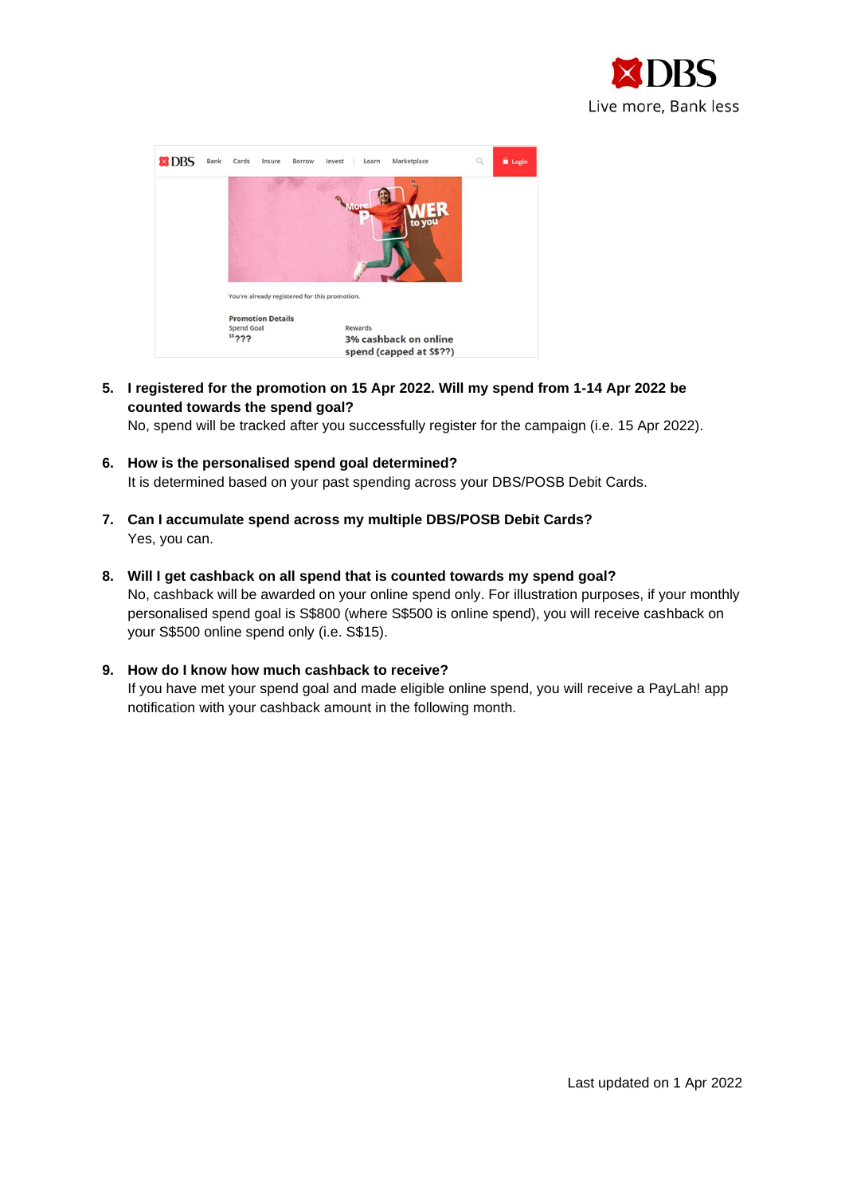5. **I registered for the promotion on 15 Apr 2022. Will my spend from 1-14 Apr 2022 be counted towards the spend goal?**
   No, spend will be tracked after you successfully register for the campaign (i.e. 15 Apr 2022).

6. **How is the personalised spend goal determined?**
   It is determined based on your past spending across your DBS/POSB Debit Cards.

7. **Can I accumulate spend across my multiple DBS/POSB Debit Cards?**
   Yes, you can.

8. **Will I get cashback on all spend that is counted towards my spend goal?**
   No, cashback will be awarded on your online spend only. For illustration purposes, if your monthly personalised spend goal is S$800 (where S$500 is online spend), you will receive cashback on your S$500 online spend only (i.e. S$15).

9. **How do I know how much cashback to receive?**
   If you have met your spend goal and made eligible online spend, you will receive a PayLah! app notification with your cashback amount in the following month.

Last updated on 1 Apr 2022